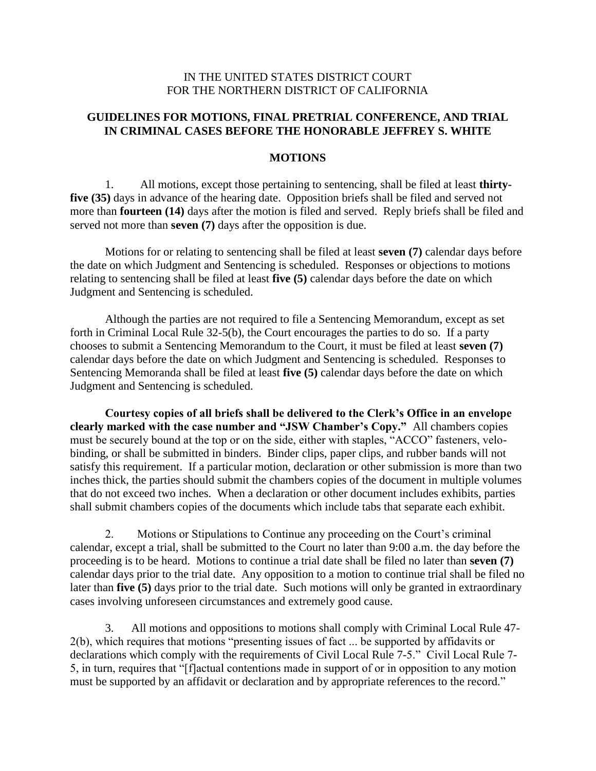IN THE UNITED STATES DISTRICT COURT
FOR THE NORTHERN DISTRICT OF CALIFORNIA

## GUIDELINES FOR MOTIONS, FINAL PRETRIAL CONFERENCE, AND TRIAL IN CRIMINAL CASES BEFORE THE HONORABLE JEFFREY S. WHITE

### MOTIONS

1. All motions, except those pertaining to sentencing, shall be filed at least **thirty-five (35)** days in advance of the hearing date. Opposition briefs shall be filed and served not more than **fourteen (14)** days after the motion is filed and served. Reply briefs shall be filed and served not more than **seven (7)** days after the opposition is due.

Motions for or relating to sentencing shall be filed at least **seven (7)** calendar days before the date on which Judgment and Sentencing is scheduled. Responses or objections to motions relating to sentencing shall be filed at least **five (5)** calendar days before the date on which Judgment and Sentencing is scheduled.

Although the parties are not required to file a Sentencing Memorandum, except as set forth in Criminal Local Rule 32-5(b), the Court encourages the parties to do so. If a party chooses to submit a Sentencing Memorandum to the Court, it must be filed at least **seven (7)** calendar days before the date on which Judgment and Sentencing is scheduled. Responses to Sentencing Memoranda shall be filed at least **five (5)** calendar days before the date on which Judgment and Sentencing is scheduled.

**Courtesy copies of all briefs shall be delivered to the Clerk's Office in an envelope clearly marked with the case number and "JSW Chamber's Copy."** All chambers copies must be securely bound at the top or on the side, either with staples, "ACCO" fasteners, velo-binding, or shall be submitted in binders. Binder clips, paper clips, and rubber bands will not satisfy this requirement. If a particular motion, declaration or other submission is more than two inches thick, the parties should submit the chambers copies of the document in multiple volumes that do not exceed two inches. When a declaration or other document includes exhibits, parties shall submit chambers copies of the documents which include tabs that separate each exhibit.

2. Motions or Stipulations to Continue any proceeding on the Court's criminal calendar, except a trial, shall be submitted to the Court no later than 9:00 a.m. the day before the proceeding is to be heard. Motions to continue a trial date shall be filed no later than **seven (7)** calendar days prior to the trial date. Any opposition to a motion to continue trial shall be filed no later than **five (5)** days prior to the trial date. Such motions will only be granted in extraordinary cases involving unforeseen circumstances and extremely good cause.

3. All motions and oppositions to motions shall comply with Criminal Local Rule 47-2(b), which requires that motions "presenting issues of fact ... be supported by affidavits or declarations which comply with the requirements of Civil Local Rule 7-5." Civil Local Rule 7-5, in turn, requires that "[f]actual contentions made in support of or in opposition to any motion must be supported by an affidavit or declaration and by appropriate references to the record."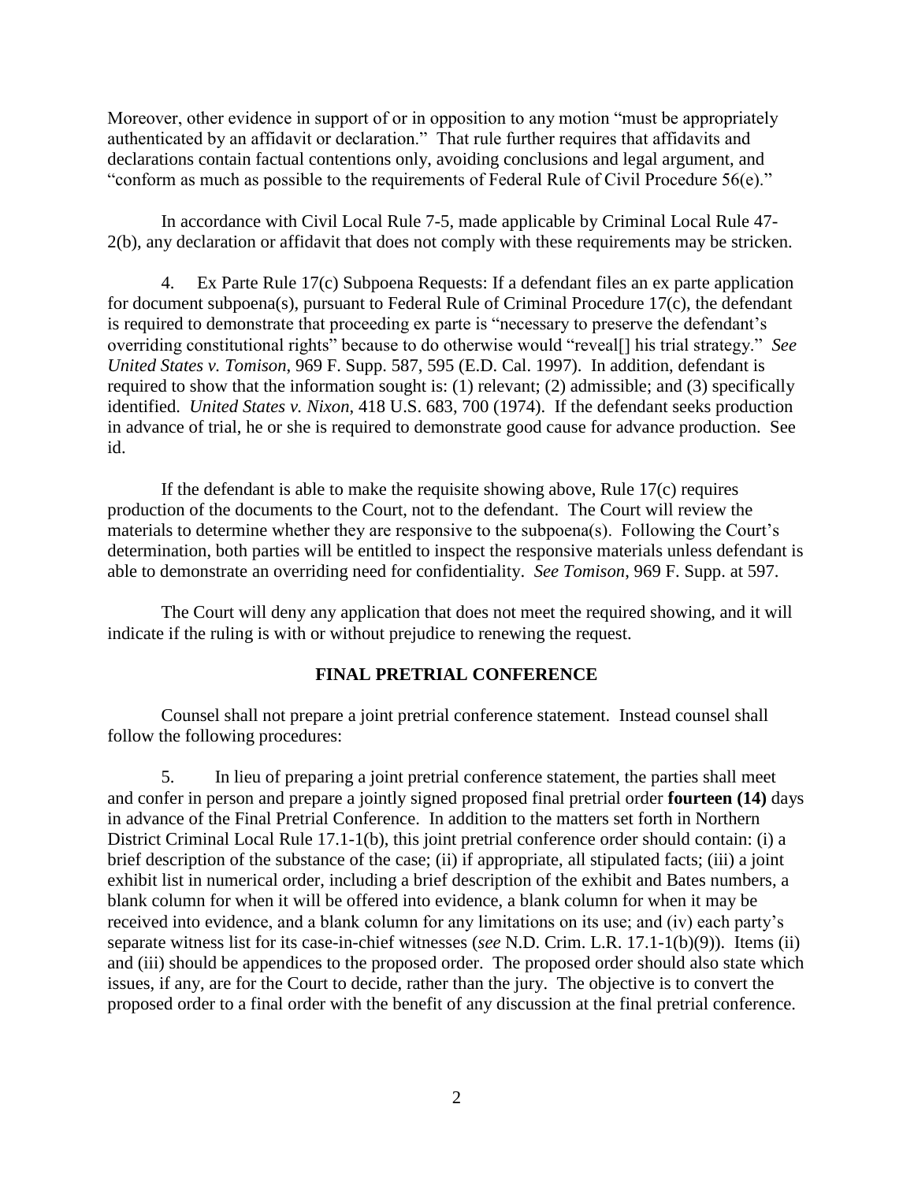Moreover, other evidence in support of or in opposition to any motion "must be appropriately authenticated by an affidavit or declaration." That rule further requires that affidavits and declarations contain factual contentions only, avoiding conclusions and legal argument, and "conform as much as possible to the requirements of Federal Rule of Civil Procedure 56(e)."

In accordance with Civil Local Rule 7-5, made applicable by Criminal Local Rule 47-2(b), any declaration or affidavit that does not comply with these requirements may be stricken.

4. Ex Parte Rule 17(c) Subpoena Requests: If a defendant files an ex parte application for document subpoena(s), pursuant to Federal Rule of Criminal Procedure 17(c), the defendant is required to demonstrate that proceeding ex parte is "necessary to preserve the defendant's overriding constitutional rights" because to do otherwise would "reveal[] his trial strategy." *See United States v. Tomison*, 969 F. Supp. 587, 595 (E.D. Cal. 1997). In addition, defendant is required to show that the information sought is: (1) relevant; (2) admissible; and (3) specifically identified. *United States v. Nixon*, 418 U.S. 683, 700 (1974). If the defendant seeks production in advance of trial, he or she is required to demonstrate good cause for advance production. See id.

If the defendant is able to make the requisite showing above, Rule 17(c) requires production of the documents to the Court, not to the defendant. The Court will review the materials to determine whether they are responsive to the subpoena(s). Following the Court's determination, both parties will be entitled to inspect the responsive materials unless defendant is able to demonstrate an overriding need for confidentiality. *See Tomison*, 969 F. Supp. at 597.

The Court will deny any application that does not meet the required showing, and it will indicate if the ruling is with or without prejudice to renewing the request.

## FINAL PRETRIAL CONFERENCE

Counsel shall not prepare a joint pretrial conference statement. Instead counsel shall follow the following procedures:

5. In lieu of preparing a joint pretrial conference statement, the parties shall meet and confer in person and prepare a jointly signed proposed final pretrial order **fourteen (14)** days in advance of the Final Pretrial Conference. In addition to the matters set forth in Northern District Criminal Local Rule 17.1-1(b), this joint pretrial conference order should contain: (i) a brief description of the substance of the case; (ii) if appropriate, all stipulated facts; (iii) a joint exhibit list in numerical order, including a brief description of the exhibit and Bates numbers, a blank column for when it will be offered into evidence, a blank column for when it may be received into evidence, and a blank column for any limitations on its use; and (iv) each party's separate witness list for its case-in-chief witnesses (*see* N.D. Crim. L.R. 17.1-1(b)(9)). Items (ii) and (iii) should be appendices to the proposed order. The proposed order should also state which issues, if any, are for the Court to decide, rather than the jury. The objective is to convert the proposed order to a final order with the benefit of any discussion at the final pretrial conference.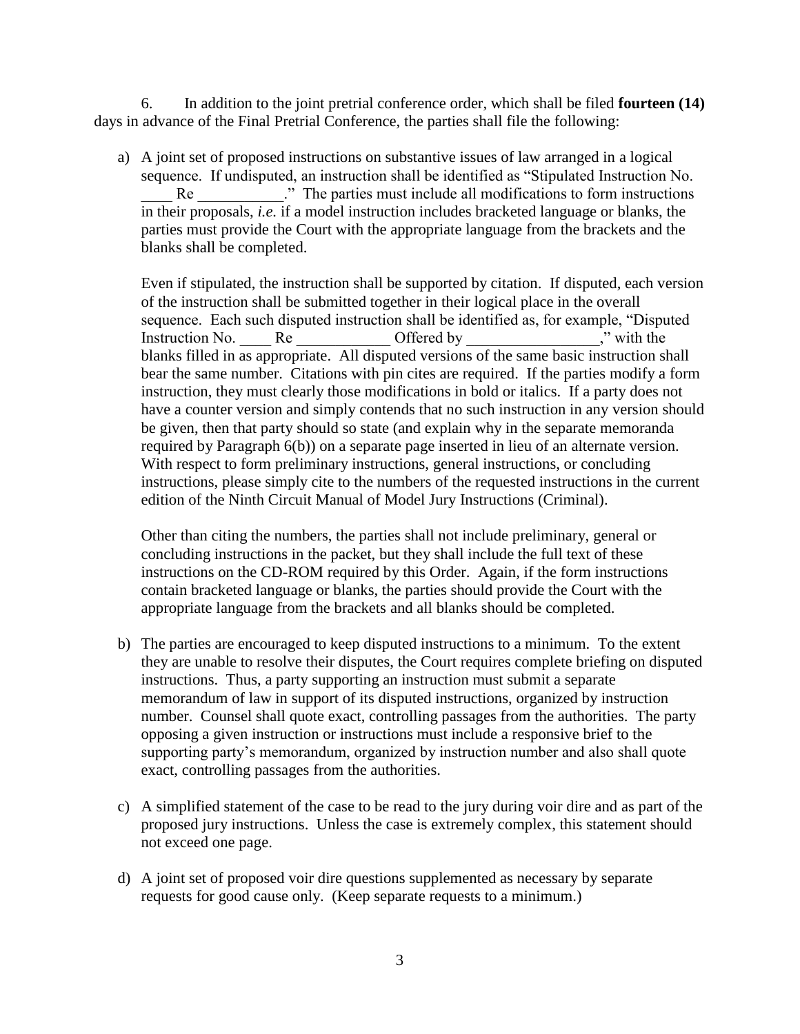6. In addition to the joint pretrial conference order, which shall be filed **fourteen (14)** days in advance of the Final Pretrial Conference, the parties shall file the following:

a) A joint set of proposed instructions on substantive issues of law arranged in a logical sequence. If undisputed, an instruction shall be identified as "Stipulated Instruction No. ____ Re ___________." The parties must include all modifications to form instructions in their proposals, *i.e.* if a model instruction includes bracketed language or blanks, the parties must provide the Court with the appropriate language from the brackets and the blanks shall be completed.

   Even if stipulated, the instruction shall be supported by citation. If disputed, each version of the instruction shall be submitted together in their logical place in the overall sequence. Each such disputed instruction shall be identified as, for example, "Disputed Instruction No. ____ Re ____________ Offered by _________________," with the blanks filled in as appropriate. All disputed versions of the same basic instruction shall bear the same number. Citations with pin cites are required. If the parties modify a form instruction, they must clearly those modifications in bold or italics. If a party does not have a counter version and simply contends that no such instruction in any version should be given, then that party should so state (and explain why in the separate memoranda required by Paragraph 6(b)) on a separate page inserted in lieu of an alternate version. With respect to form preliminary instructions, general instructions, or concluding instructions, please simply cite to the numbers of the requested instructions in the current edition of the Ninth Circuit Manual of Model Jury Instructions (Criminal).

   Other than citing the numbers, the parties shall not include preliminary, general or concluding instructions in the packet, but they shall include the full text of these instructions on the CD-ROM required by this Order. Again, if the form instructions contain bracketed language or blanks, the parties should provide the Court with the appropriate language from the brackets and all blanks should be completed.

b) The parties are encouraged to keep disputed instructions to a minimum. To the extent they are unable to resolve their disputes, the Court requires complete briefing on disputed instructions. Thus, a party supporting an instruction must submit a separate memorandum of law in support of its disputed instructions, organized by instruction number. Counsel shall quote exact, controlling passages from the authorities. The party opposing a given instruction or instructions must include a responsive brief to the supporting party's memorandum, organized by instruction number and also shall quote exact, controlling passages from the authorities.

c) A simplified statement of the case to be read to the jury during voir dire and as part of the proposed jury instructions. Unless the case is extremely complex, this statement should not exceed one page.

d) A joint set of proposed voir dire questions supplemented as necessary by separate requests for good cause only. (Keep separate requests to a minimum.)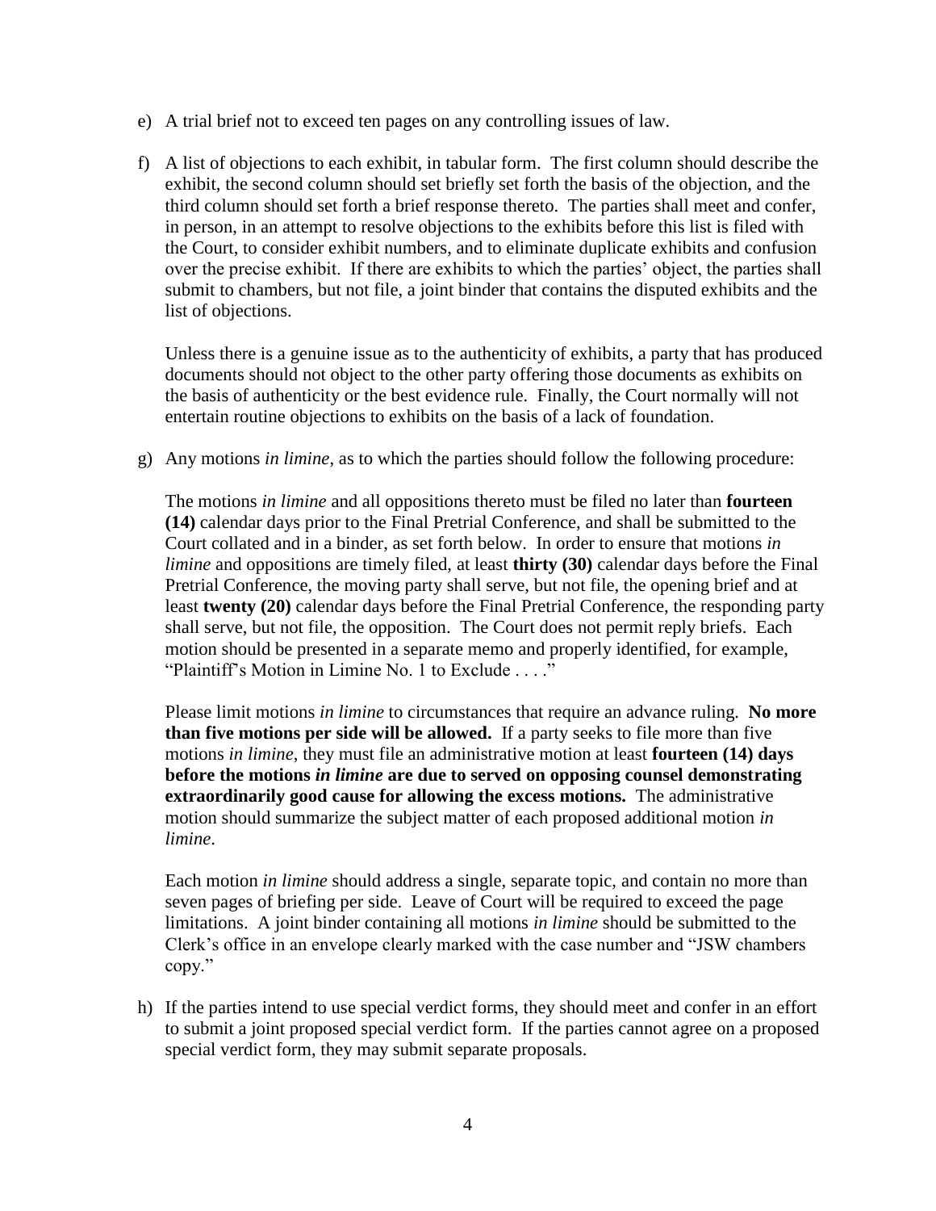e) A trial brief not to exceed ten pages on any controlling issues of law.

f) A list of objections to each exhibit, in tabular form. The first column should describe the exhibit, the second column should set briefly set forth the basis of the objection, and the third column should set forth a brief response thereto. The parties shall meet and confer, in person, in an attempt to resolve objections to the exhibits before this list is filed with the Court, to consider exhibit numbers, and to eliminate duplicate exhibits and confusion over the precise exhibit. If there are exhibits to which the parties' object, the parties shall submit to chambers, but not file, a joint binder that contains the disputed exhibits and the list of objections.

   Unless there is a genuine issue as to the authenticity of exhibits, a party that has produced documents should not object to the other party offering those documents as exhibits on the basis of authenticity or the best evidence rule. Finally, the Court normally will not entertain routine objections to exhibits on the basis of a lack of foundation.

g) Any motions *in limine*, as to which the parties should follow the following procedure:

   The motions *in limine* and all oppositions thereto must be filed no later than **fourteen (14)** calendar days prior to the Final Pretrial Conference, and shall be submitted to the Court collated and in a binder, as set forth below. In order to ensure that motions *in limine* and oppositions are timely filed, at least **thirty (30)** calendar days before the Final Pretrial Conference, the moving party shall serve, but not file, the opening brief and at least **twenty (20)** calendar days before the Final Pretrial Conference, the responding party shall serve, but not file, the opposition. The Court does not permit reply briefs. Each motion should be presented in a separate memo and properly identified, for example, "Plaintiff's Motion in Limine No. 1 to Exclude . . . ."

   Please limit motions *in limine* to circumstances that require an advance ruling. **No more than five motions per side will be allowed.** If a party seeks to file more than five motions *in limine*, they must file an administrative motion at least **fourteen (14) days before the motions *in limine* are due to served on opposing counsel demonstrating extraordinarily good cause for allowing the excess motions.** The administrative motion should summarize the subject matter of each proposed additional motion *in limine*.

   Each motion *in limine* should address a single, separate topic, and contain no more than seven pages of briefing per side. Leave of Court will be required to exceed the page limitations. A joint binder containing all motions *in limine* should be submitted to the Clerk's office in an envelope clearly marked with the case number and "JSW chambers copy."

h) If the parties intend to use special verdict forms, they should meet and confer in an effort to submit a joint proposed special verdict form. If the parties cannot agree on a proposed special verdict form, they may submit separate proposals.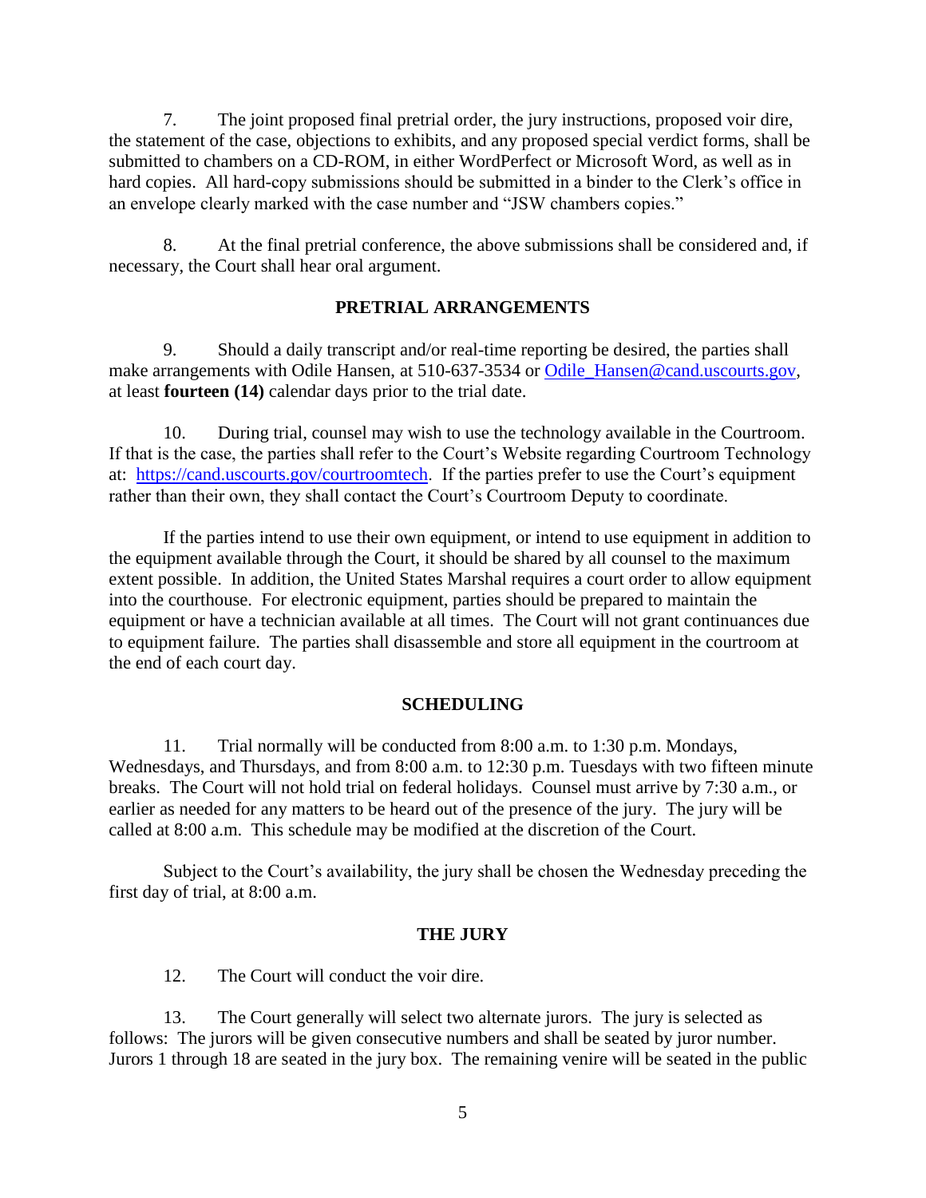7. The joint proposed final pretrial order, the jury instructions, proposed voir dire, the statement of the case, objections to exhibits, and any proposed special verdict forms, shall be submitted to chambers on a CD-ROM, in either WordPerfect or Microsoft Word, as well as in hard copies. All hard-copy submissions should be submitted in a binder to the Clerk's office in an envelope clearly marked with the case number and "JSW chambers copies."

8. At the final pretrial conference, the above submissions shall be considered and, if necessary, the Court shall hear oral argument.

**PRETRIAL ARRANGEMENTS**

9. Should a daily transcript and/or real-time reporting be desired, the parties shall make arrangements with Odile Hansen, at 510-637-3534 or Odile_Hansen@cand.uscourts.gov, at least **fourteen (14)** calendar days prior to the trial date.

10. During trial, counsel may wish to use the technology available in the Courtroom. If that is the case, the parties shall refer to the Court's Website regarding Courtroom Technology at: https://cand.uscourts.gov/courtroomtech. If the parties prefer to use the Court's equipment rather than their own, they shall contact the Court's Courtroom Deputy to coordinate.

If the parties intend to use their own equipment, or intend to use equipment in addition to the equipment available through the Court, it should be shared by all counsel to the maximum extent possible. In addition, the United States Marshal requires a court order to allow equipment into the courthouse. For electronic equipment, parties should be prepared to maintain the equipment or have a technician available at all times. The Court will not grant continuances due to equipment failure. The parties shall disassemble and store all equipment in the courtroom at the end of each court day.

**SCHEDULING**

11. Trial normally will be conducted from 8:00 a.m. to 1:30 p.m. Mondays, Wednesdays, and Thursdays, and from 8:00 a.m. to 12:30 p.m. Tuesdays with two fifteen minute breaks. The Court will not hold trial on federal holidays. Counsel must arrive by 7:30 a.m., or earlier as needed for any matters to be heard out of the presence of the jury. The jury will be called at 8:00 a.m. This schedule may be modified at the discretion of the Court.

Subject to the Court's availability, the jury shall be chosen the Wednesday preceding the first day of trial, at 8:00 a.m.

**THE JURY**

12. The Court will conduct the voir dire.

13. The Court generally will select two alternate jurors. The jury is selected as follows: The jurors will be given consecutive numbers and shall be seated by juror number. Jurors 1 through 18 are seated in the jury box. The remaining venire will be seated in the public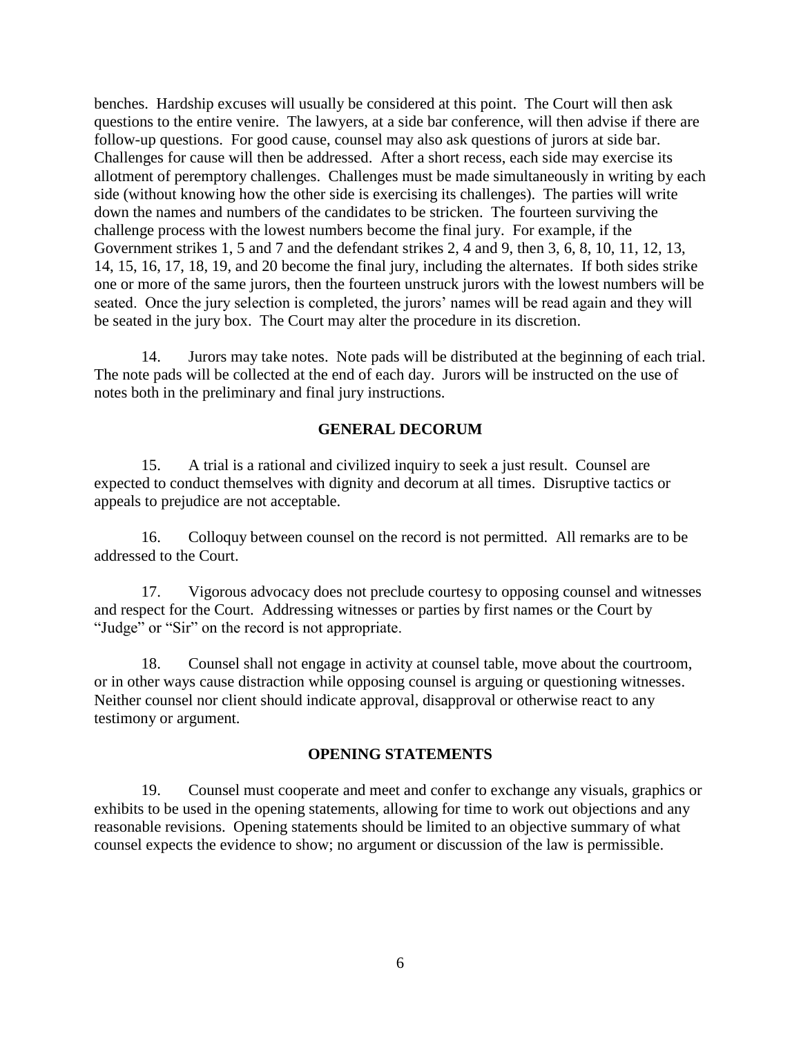benches. Hardship excuses will usually be considered at this point. The Court will then ask questions to the entire venire. The lawyers, at a side bar conference, will then advise if there are follow-up questions. For good cause, counsel may also ask questions of jurors at side bar. Challenges for cause will then be addressed. After a short recess, each side may exercise its allotment of peremptory challenges. Challenges must be made simultaneously in writing by each side (without knowing how the other side is exercising its challenges). The parties will write down the names and numbers of the candidates to be stricken. The fourteen surviving the challenge process with the lowest numbers become the final jury. For example, if the Government strikes 1, 5 and 7 and the defendant strikes 2, 4 and 9, then 3, 6, 8, 10, 11, 12, 13, 14, 15, 16, 17, 18, 19, and 20 become the final jury, including the alternates. If both sides strike one or more of the same jurors, then the fourteen unstruck jurors with the lowest numbers will be seated. Once the jury selection is completed, the jurors' names will be read again and they will be seated in the jury box. The Court may alter the procedure in its discretion.

14. Jurors may take notes. Note pads will be distributed at the beginning of each trial. The note pads will be collected at the end of each day. Jurors will be instructed on the use of notes both in the preliminary and final jury instructions.

## GENERAL DECORUM

15. A trial is a rational and civilized inquiry to seek a just result. Counsel are expected to conduct themselves with dignity and decorum at all times. Disruptive tactics or appeals to prejudice are not acceptable.

16. Colloquy between counsel on the record is not permitted. All remarks are to be addressed to the Court.

17. Vigorous advocacy does not preclude courtesy to opposing counsel and witnesses and respect for the Court. Addressing witnesses or parties by first names or the Court by "Judge" or "Sir" on the record is not appropriate.

18. Counsel shall not engage in activity at counsel table, move about the courtroom, or in other ways cause distraction while opposing counsel is arguing or questioning witnesses. Neither counsel nor client should indicate approval, disapproval or otherwise react to any testimony or argument.

## OPENING STATEMENTS

19. Counsel must cooperate and meet and confer to exchange any visuals, graphics or exhibits to be used in the opening statements, allowing for time to work out objections and any reasonable revisions. Opening statements should be limited to an objective summary of what counsel expects the evidence to show; no argument or discussion of the law is permissible.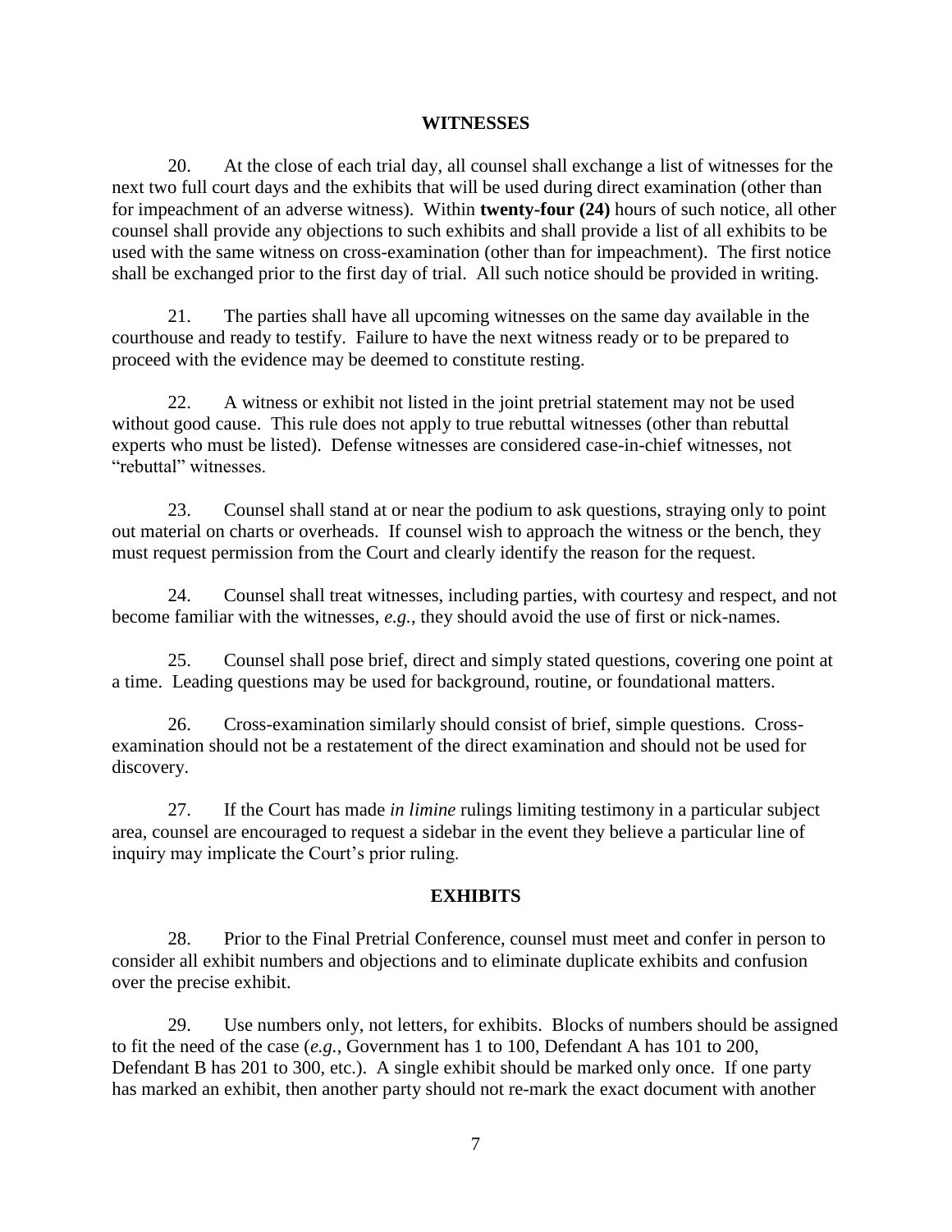## WITNESSES

20. At the close of each trial day, all counsel shall exchange a list of witnesses for the next two full court days and the exhibits that will be used during direct examination (other than for impeachment of an adverse witness). Within **twenty-four (24)** hours of such notice, all other counsel shall provide any objections to such exhibits and shall provide a list of all exhibits to be used with the same witness on cross-examination (other than for impeachment). The first notice shall be exchanged prior to the first day of trial. All such notice should be provided in writing.

21. The parties shall have all upcoming witnesses on the same day available in the courthouse and ready to testify. Failure to have the next witness ready or to be prepared to proceed with the evidence may be deemed to constitute resting.

22. A witness or exhibit not listed in the joint pretrial statement may not be used without good cause. This rule does not apply to true rebuttal witnesses (other than rebuttal experts who must be listed). Defense witnesses are considered case-in-chief witnesses, not "rebuttal" witnesses.

23. Counsel shall stand at or near the podium to ask questions, straying only to point out material on charts or overheads. If counsel wish to approach the witness or the bench, they must request permission from the Court and clearly identify the reason for the request.

24. Counsel shall treat witnesses, including parties, with courtesy and respect, and not become familiar with the witnesses, *e.g.*, they should avoid the use of first or nick-names.

25. Counsel shall pose brief, direct and simply stated questions, covering one point at a time. Leading questions may be used for background, routine, or foundational matters.

26. Cross-examination similarly should consist of brief, simple questions. Cross-examination should not be a restatement of the direct examination and should not be used for discovery.

27. If the Court has made *in limine* rulings limiting testimony in a particular subject area, counsel are encouraged to request a sidebar in the event they believe a particular line of inquiry may implicate the Court's prior ruling.

## EXHIBITS

28. Prior to the Final Pretrial Conference, counsel must meet and confer in person to consider all exhibit numbers and objections and to eliminate duplicate exhibits and confusion over the precise exhibit.

29. Use numbers only, not letters, for exhibits. Blocks of numbers should be assigned to fit the need of the case (*e.g.*, Government has 1 to 100, Defendant A has 101 to 200, Defendant B has 201 to 300, etc.). A single exhibit should be marked only once. If one party has marked an exhibit, then another party should not re-mark the exact document with another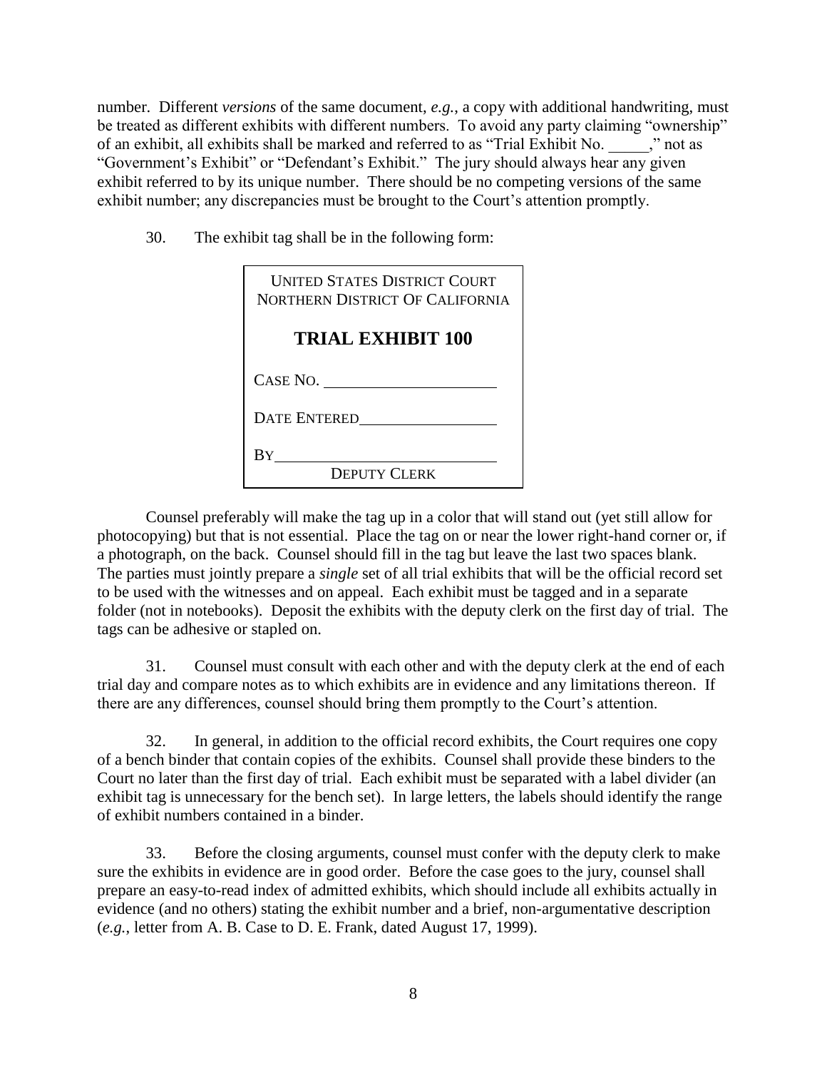number. Different *versions* of the same document, *e.g.*, a copy with additional handwriting, must be treated as different exhibits with different numbers. To avoid any party claiming "ownership" of an exhibit, all exhibits shall be marked and referred to as "Trial Exhibit No. \_\_\_\_\_," not as "Government's Exhibit" or "Defendant's Exhibit." The jury should always hear any given exhibit referred to by its unique number. There should be no competing versions of the same exhibit number; any discrepancies must be brought to the Court's attention promptly.

30. The exhibit tag shall be in the following form:

| UNITED STATES DISTRICT COURT<br>NORTHERN DISTRICT OF CALIFORNIA<br><br>**TRIAL EXHIBIT 100**<br><br>CASE NO. \_\_\_\_\_\_\_\_\_\_\_\_\_\_\_\_\_\_\_\_<br><br>DATE ENTERED\_\_\_\_\_\_\_\_\_\_\_\_\_\_\_\_\_<br><br>BY\_\_\_\_\_\_\_\_\_\_\_\_\_\_\_\_\_\_\_\_\_\_\_\_\_\_<br>DEPUTY CLERK |
|---|

Counsel preferably will make the tag up in a color that will stand out (yet still allow for photocopying) but that is not essential. Place the tag on or near the lower right-hand corner or, if a photograph, on the back. Counsel should fill in the tag but leave the last two spaces blank. The parties must jointly prepare a *single* set of all trial exhibits that will be the official record set to be used with the witnesses and on appeal. Each exhibit must be tagged and in a separate folder (not in notebooks). Deposit the exhibits with the deputy clerk on the first day of trial. The tags can be adhesive or stapled on.

31. Counsel must consult with each other and with the deputy clerk at the end of each trial day and compare notes as to which exhibits are in evidence and any limitations thereon. If there are any differences, counsel should bring them promptly to the Court's attention.

32. In general, in addition to the official record exhibits, the Court requires one copy of a bench binder that contain copies of the exhibits. Counsel shall provide these binders to the Court no later than the first day of trial. Each exhibit must be separated with a label divider (an exhibit tag is unnecessary for the bench set). In large letters, the labels should identify the range of exhibit numbers contained in a binder.

33. Before the closing arguments, counsel must confer with the deputy clerk to make sure the exhibits in evidence are in good order. Before the case goes to the jury, counsel shall prepare an easy-to-read index of admitted exhibits, which should include all exhibits actually in evidence (and no others) stating the exhibit number and a brief, non-argumentative description (*e.g.*, letter from A. B. Case to D. E. Frank, dated August 17, 1999).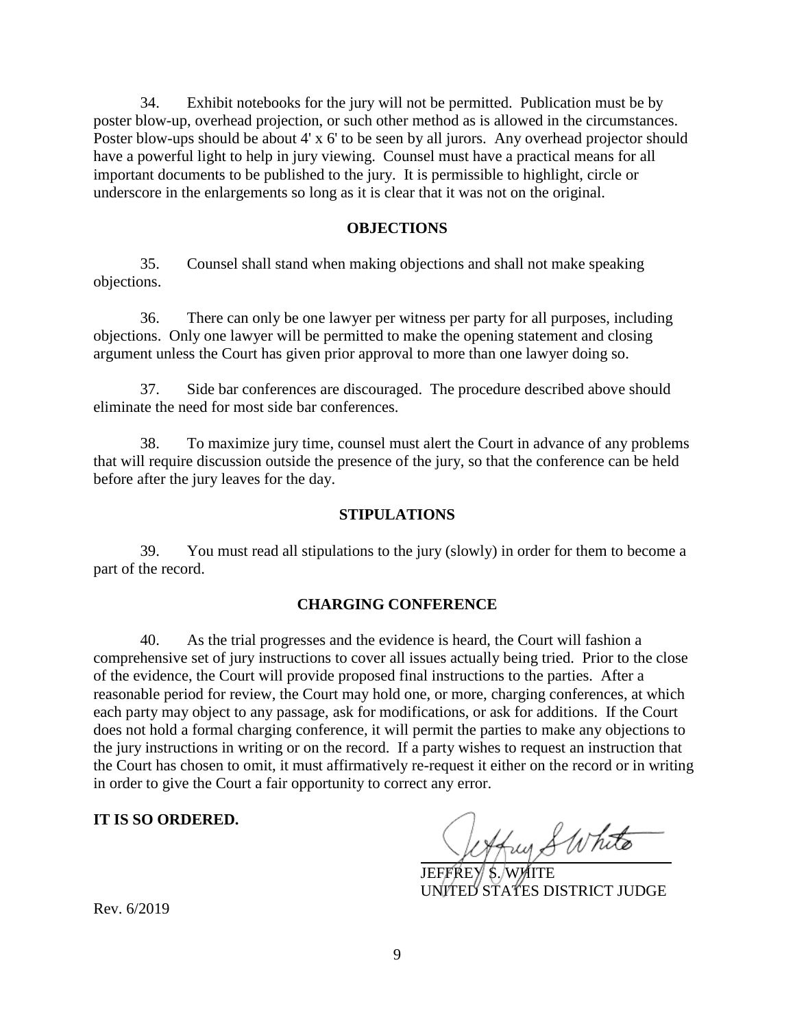34. Exhibit notebooks for the jury will not be permitted. Publication must be by poster blow-up, overhead projection, or such other method as is allowed in the circumstances. Poster blow-ups should be about 4' x 6' to be seen by all jurors. Any overhead projector should have a powerful light to help in jury viewing. Counsel must have a practical means for all important documents to be published to the jury. It is permissible to highlight, circle or underscore in the enlargements so long as it is clear that it was not on the original.

## OBJECTIONS

35. Counsel shall stand when making objections and shall not make speaking objections.

36. There can only be one lawyer per witness per party for all purposes, including objections. Only one lawyer will be permitted to make the opening statement and closing argument unless the Court has given prior approval to more than one lawyer doing so.

37. Side bar conferences are discouraged. The procedure described above should eliminate the need for most side bar conferences.

38. To maximize jury time, counsel must alert the Court in advance of any problems that will require discussion outside the presence of the jury, so that the conference can be held before after the jury leaves for the day.

## STIPULATIONS

39. You must read all stipulations to the jury (slowly) in order for them to become a part of the record.

## CHARGING CONFERENCE

40. As the trial progresses and the evidence is heard, the Court will fashion a comprehensive set of jury instructions to cover all issues actually being tried. Prior to the close of the evidence, the Court will provide proposed final instructions to the parties. After a reasonable period for review, the Court may hold one, or more, charging conferences, at which each party may object to any passage, ask for modifications, or ask for additions. If the Court does not hold a formal charging conference, it will permit the parties to make any objections to the jury instructions in writing or on the record. If a party wishes to request an instruction that the Court has chosen to omit, it must affirmatively re-request it either on the record or in writing in order to give the Court a fair opportunity to correct any error.

**IT IS SO ORDERED.**

JEFFREY S. WHITE
UNITED STATES DISTRICT JUDGE

Rev. 6/2019